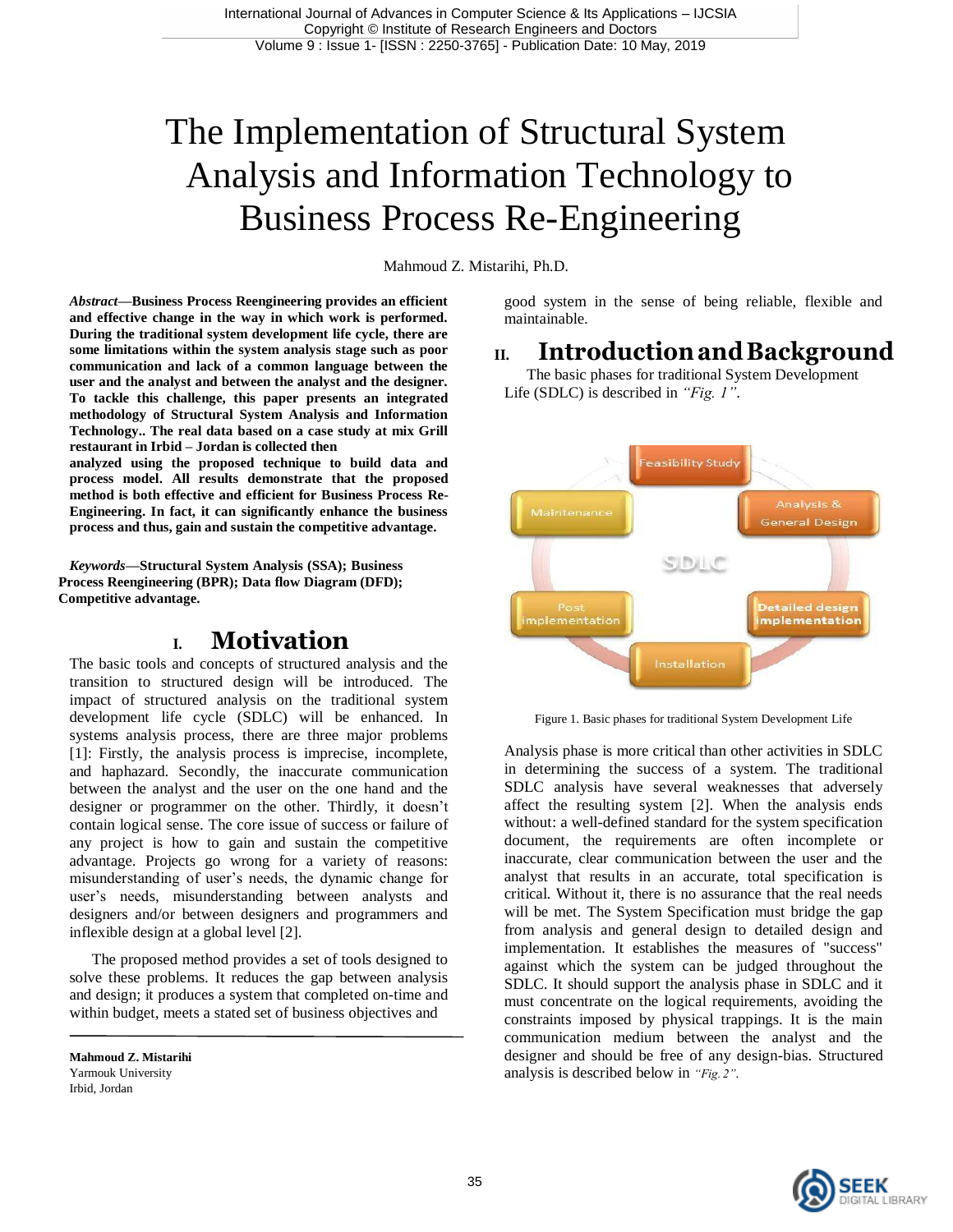# The Implementation of Structural System Analysis and Information Technology to Business Process Re-Engineering

Mahmoud Z. Mistarihi, Ph.D.

***Abstract*—Business Process Reengineering provides an efficient and effective change in the way in which work is performed. During the traditional system development life cycle, there are some limitations within the system analysis stage such as poor communication and lack of a common language between the user and the analyst and between the analyst and the designer. To tackle this challenge, this paper presents an integrated methodology of Structural System Analysis and Information Technology.. The real data based on a case study at mix Grill restaurant in Irbid – Jordan is collected then analyzed using the proposed technique to build data and process model. All results demonstrate that the proposed method is both effective and efficient for Business Process Re-Engineering. In fact, it can significantly enhance the business process and thus, gain and sustain the competitive advantage.**

***Keywords*—Structural System Analysis (SSA); Business Process Reengineering (BPR); Data flow Diagram (DFD); Competitive advantage.**

## I. Motivation

The basic tools and concepts of structured analysis and the transition to structured design will be introduced. The impact of structured analysis on the traditional system development life cycle (SDLC) will be enhanced. In systems analysis process, there are three major problems [1]: Firstly, the analysis process is imprecise, incomplete, and haphazard. Secondly, the inaccurate communication between the analyst and the user on the one hand and the designer or programmer on the other. Thirdly, it doesn't contain logical sense. The core issue of success or failure of any project is how to gain and sustain the competitive advantage. Projects go wrong for a variety of reasons: misunderstanding of user's needs, the dynamic change for user's needs, misunderstanding between analysts and designers and/or between designers and programmers and inflexible design at a global level [2].

The proposed method provides a set of tools designed to solve these problems. It reduces the gap between analysis and design; it produces a system that completed on-time and within budget, meets a stated set of business objectives and good system in the sense of being reliable, flexible and maintainable.

**Mahmoud Z. Mistarihi**
Yarmouk University
Irbid, Jordan

## II. Introduction and Background

The basic phases for traditional System Development Life (SDLC) is described in *"Fig. 1"*.

Figure 1. Basic phases for traditional System Development Life

Analysis phase is more critical than other activities in SDLC in determining the success of a system. The traditional SDLC analysis have several weaknesses that adversely affect the resulting system [2]. When the analysis ends without: a well-defined standard for the system specification document, the requirements are often incomplete or inaccurate, clear communication between the user and the analyst that results in an accurate, total specification is critical. Without it, there is no assurance that the real needs will be met. The System Specification must bridge the gap from analysis and general design to detailed design and implementation. It establishes the measures of "success" against which the system can be judged throughout the SDLC. It should support the analysis phase in SDLC and it must concentrate on the logical requirements, avoiding the constraints imposed by physical trappings. It is the main communication medium between the analyst and the designer and should be free of any design-bias. Structured analysis is described below in *"Fig. 2"*.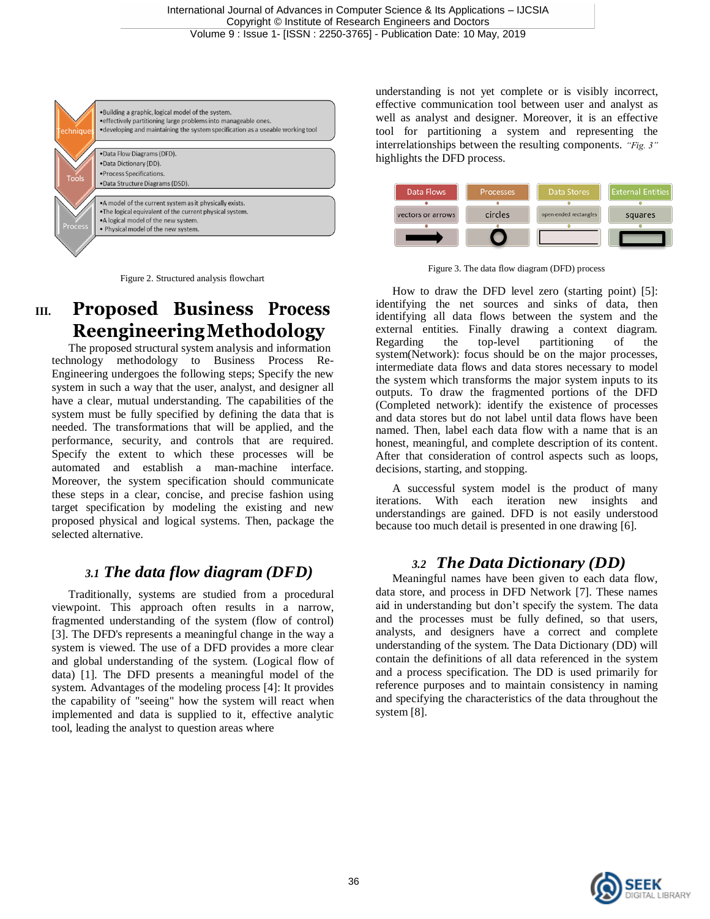| Techniques | •Building a graphic, logical model of the system. •effectively partitioning large problems into manageable ones. •developing and maintaining the system specification as a useable working tool |
|---|---|
| Tools | •Data Flow Diagrams (DFD). •Data Dictionary (DD). •Process Specifications. •Data Structure Diagrams (DSD). |
| Process | •A model of the current system as it physically exists. •The logical equivalent of the current physical system. •A logical model of the new system. • Physical model of the new system. |

Figure 2. Structured analysis flowchart

## III. Proposed Business Process Reengineering Methodology

The proposed structural system analysis and information technology methodology to Business Process Re-Engineering undergoes the following steps; Specify the new system in such a way that the user, analyst, and designer all have a clear, mutual understanding. The capabilities of the system must be fully specified by defining the data that is needed. The transformations that will be applied, and the performance, security, and controls that are required. Specify the extent to which these processes will be automated and establish a man-machine interface. Moreover, the system specification should communicate these steps in a clear, concise, and precise fashion using target specification by modeling the existing and new proposed physical and logical systems. Then, package the selected alternative.

### 3.1 The data flow diagram (DFD)

Traditionally, systems are studied from a procedural viewpoint. This approach often results in a narrow, fragmented understanding of the system (flow of control) [3]. The DFD's represents a meaningful change in the way a system is viewed. The use of a DFD provides a more clear and global understanding of the system. (Logical flow of data) [1]. The DFD presents a meaningful model of the system. Advantages of the modeling process [4]: It provides the capability of "seeing" how the system will react when implemented and data is supplied to it, effective analytic tool, leading the analyst to question areas where understanding is not yet complete or is visibly incorrect, effective communication tool between user and analyst as well as analyst and designer. Moreover, it is an effective tool for partitioning a system and representing the interrelationships between the resulting components. *"Fig. 3"* highlights the DFD process.

| Data Flows | Processes | Data Stores | External Entities |
|---|---|---|---|
| vectors or arrows | circles | open-ended rectangles | squares |

Figure 3. The data flow diagram (DFD) process

How to draw the DFD level zero (starting point) [5]: identifying the net sources and sinks of data, then identifying all data flows between the system and the external entities. Finally drawing a context diagram. Regarding the top-level partitioning of the system(Network): focus should be on the major processes, intermediate data flows and data stores necessary to model the system which transforms the major system inputs to its outputs. To draw the fragmented portions of the DFD (Completed network): identify the existence of processes and data stores but do not label until data flows have been named. Then, label each data flow with a name that is an honest, meaningful, and complete description of its content. After that consideration of control aspects such as loops, decisions, starting, and stopping.

A successful system model is the product of many iterations. With each iteration new insights and understandings are gained. DFD is not easily understood because too much detail is presented in one drawing [6].

### 3.2 The Data Dictionary (DD)

Meaningful names have been given to each data flow, data store, and process in DFD Network [7]. These names aid in understanding but don't specify the system. The data and the processes must be fully defined, so that users, analysts, and designers have a correct and complete understanding of the system. The Data Dictionary (DD) will contain the definitions of all data referenced in the system and a process specification. The DD is used primarily for reference purposes and to maintain consistency in naming and specifying the characteristics of the data throughout the system [8].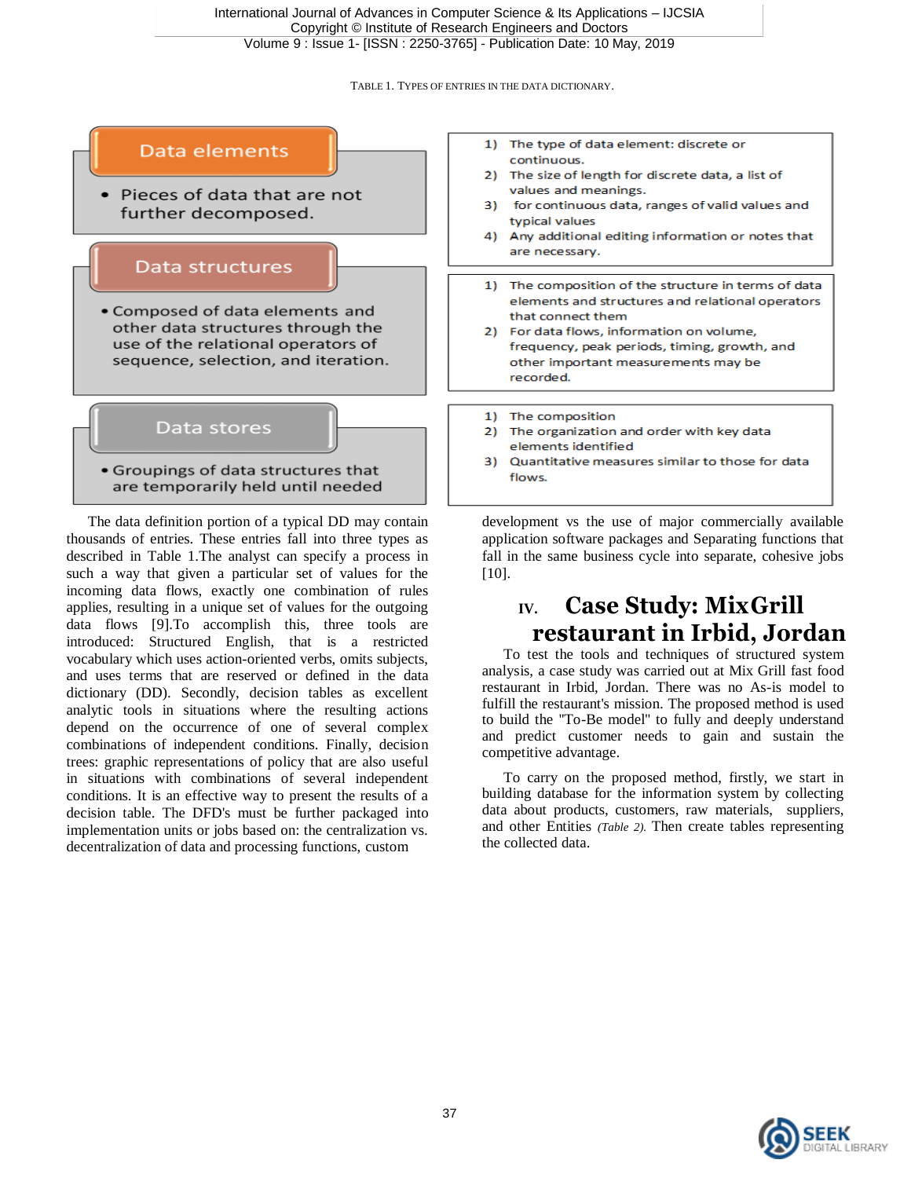TABLE 1. TYPES OF ENTRIES IN THE DATA DICTIONARY.

| Type | Description | Entries |
|---|---|---|
| Data elements | Pieces of data that are not further decomposed. | 1) The type of data element: discrete or continuous. 2) The size of length for discrete data, a list of values and meanings. 3) for continuous data, ranges of valid values and typical values 4) Any additional editing information or notes that are necessary. |
| Data structures | Composed of data elements and other data structures through the use of the relational operators of sequence, selection, and iteration. | 1) The composition of the structure in terms of data elements and structures and relational operators that connect them 2) For data flows, information on volume, frequency, peak periods, timing, growth, and other important measurements may be recorded. |
| Data stores | Groupings of data structures that are temporarily held until needed | 1) The composition 2) The organization and order with key data elements identified 3) Quantitative measures similar to those for data flows. |

The data definition portion of a typical DD may contain thousands of entries. These entries fall into three types as described in Table 1.The analyst can specify a process in such a way that given a particular set of values for the incoming data flows, exactly one combination of rules applies, resulting in a unique set of values for the outgoing data flows [9].To accomplish this, three tools are introduced: Structured English, that is a restricted vocabulary which uses action-oriented verbs, omits subjects, and uses terms that are reserved or defined in the data dictionary (DD). Secondly, decision tables as excellent analytic tools in situations where the resulting actions depend on the occurrence of one of several complex combinations of independent conditions. Finally, decision trees: graphic representations of policy that are also useful in situations with combinations of several independent conditions. It is an effective way to present the results of a decision table. The DFD's must be further packaged into implementation units or jobs based on: the centralization vs. decentralization of data and processing functions, custom development vs the use of major commercially available application software packages and Separating functions that fall in the same business cycle into separate, cohesive jobs [10].

## IV. Case Study: MixGrill restaurant in Irbid, Jordan

To test the tools and techniques of structured system analysis, a case study was carried out at Mix Grill fast food restaurant in Irbid, Jordan. There was no As-is model to fulfill the restaurant's mission. The proposed method is used to build the "To-Be model" to fully and deeply understand and predict customer needs to gain and sustain the competitive advantage.

To carry on the proposed method, firstly, we start in building database for the information system by collecting data about products, customers, raw materials, suppliers, and other Entities *(Table 2).* Then create tables representing the collected data.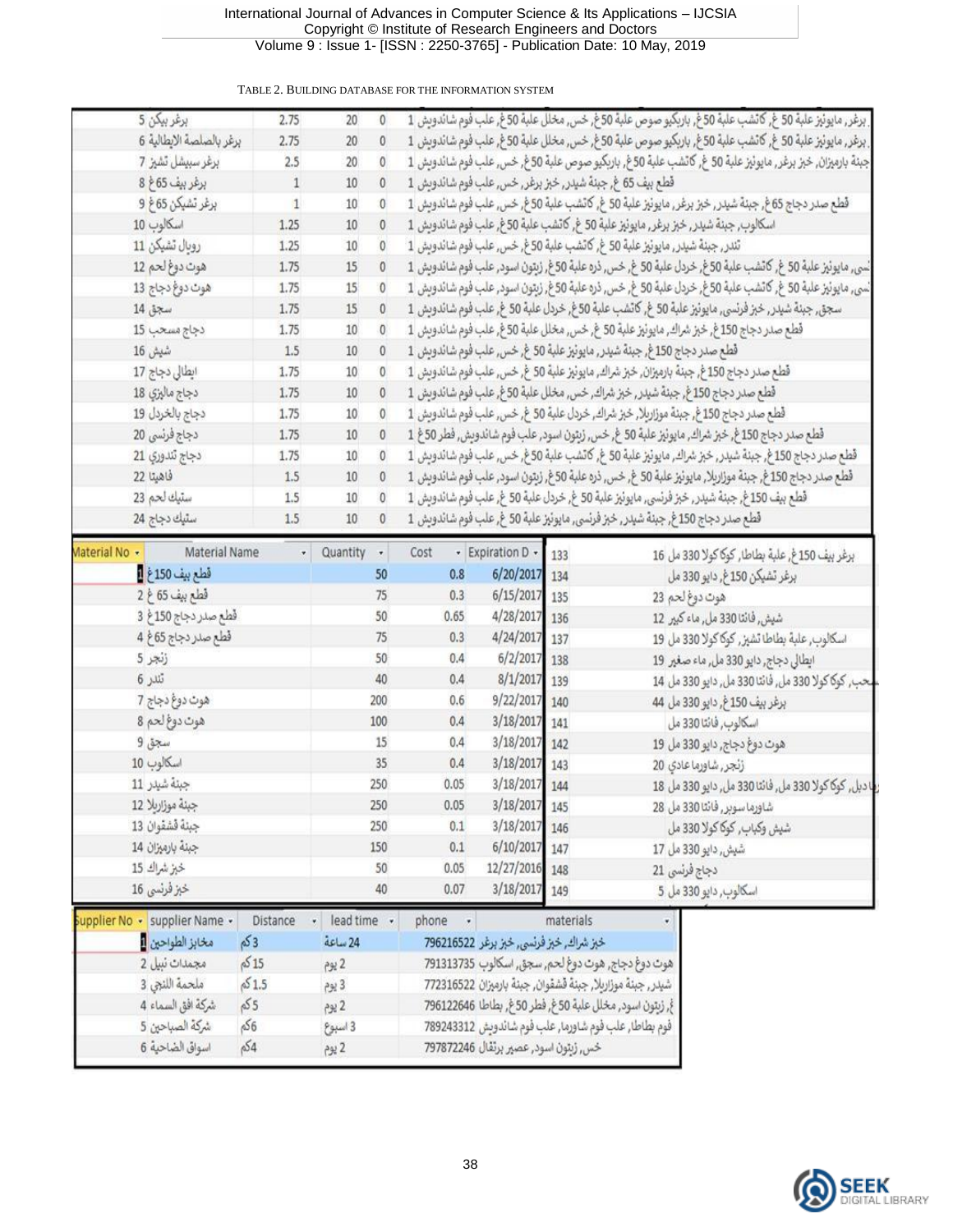TABLE 2. BUILDING DATABASE FOR THE INFORMATION SYSTEM

| | | | | |
|---|---|---|---|---|
| برغر بيكن 5 | 2.75 | 20 | 0 | برغر, مايونيز علبة 50 غ, كاتشب علبة 50غ, باربكيو صوص علبة 50غ, خس, مخلل علبة 50غ, علب فوم شاندويش 1 |
| برغر بالصلصة الايطالية 6 | 2.75 | 20 | 0 | برغر, مايونيز علبة 50 غ, كاتشب علبة 50غ, باربكيو صوص علبة 50غ, خس, مخلل علبة 50غ, علب فوم شاندويش 1 |
| برغر سبيشل تشيز 7 | 2.5 | 20 | 0 | جبنة بارميزان, خبز برغر, مايونيز علبة 50 غ, كاتشب علبة 50 غ, باربكيو صوص علبة 50غ, خس, علب فوم شاندويش 1 |
| برغر بيف 65غ 8 | 1 | 10 | 0 | قطع بيف 65 غ, جبنة شيدر, خبز برغر, خس, علب فوم شاندويش 1 |
| برغر تشيكن 65غ 9 | 1 | 10 | 0 | قطع صدر دجاج 65غ, جبنة شيدر, خبز برغر, مايونيز علبة 50 غ, كاتشب علبة 50غ, خس, علب فوم شاندويش 1 |
| اسكالوب 10 | 1.25 | 10 | 0 | اسكالوب, جبنة شيدر, خبز برغر, مايونيز علبة 50 غ, كاتشب علبة 50غ, علب فوم شاندويش 1 |
| رويال تشيكن 11 | 1.25 | 10 | 0 | تندر, جبنة شيدر, مايونيز علبة 50 غ, كاتشب علبة 50غ, خس, علب فوم شاندويش 1 |
| هوت دوغ لحم 12 | 1.75 | 15 | 0 | نسي, مايونيز علبة 50 غ, كاتشب علبة 50 غ, خردل علبة 50 غ, خس, ذره علبة 50غ, زيتون اسود, علب فوم شاندويش 1 |
| هوت دوغ دجاج 13 | 1.75 | 15 | 0 | نسي, مايونيز علبة 50 غ, كاتشب علبة 50 غ, خردل علبة 50 غ, خس, ذره علبة 50غ, زيتون اسود, علب فوم شاندويش 1 |
| سجق 14 | 1.75 | 15 | 0 | سجق, جبنة شيدر, خبز فرنسي, مايونيز علبة 50 غ, كاتشب علبة 50غ, خردل علبة 50 غ, علب فوم شاندويش 1 |
| دجاج مسحب 15 | 1.75 | 10 | 0 | قطع صدر دجاج 150غ, خبز شراك, مايونيز علبة 50 غ, خس, مخلل علبة 50غ, علب فوم شاندويش 1 |
| شيش 16 | 1.5 | 10 | 0 | قطع صدر دجاج 150غ, جبنة شيدر, مايونيز علبة 50 غ, خس, علب فوم شاندويش 1 |
| ايطالي دجاج 17 | 1.75 | 10 | 0 | قطع صدر دجاج 150غ, جبنة بارميزان, خبز شراك, مايونيز علبة 50 غ, خس, علب فوم شاندويش 1 |
| دجاج مالبزي 18 | 1.75 | 10 | 0 | قطع صدر دجاج 150غ, جبنة شيدر, خبز شراك, خس, مخلل علبة 50غ, علب فوم شاندويش 1 |
| دجاج بالخردل 19 | 1.75 | 10 | 0 | قطع صدر دجاج 150غ, جبنة موزاريلا, خبز شراك, خردل علبة 50 غ, خس, علب فوم شاندويش 1 |
| دجاج فرنسي 20 | 1.75 | 10 | 0 | قطع صدر دجاج 150غ, خبز شراك, مايونيز علبة 50 غ, خس, زيتون اسود, علب فوم شاندويش, فطر 50غ 1 |
| دجاج تندوري 21 | 1.75 | 10 | 0 | قطع صدر دجاج 150غ, جبنة شيدر, خبز شراك, مايونيز علبة 50 غ, كاتشب علبة 50غ, خس, علب فوم شاندويش 1 |
| فاهيتا 22 | 1.5 | 10 | 0 | قطع صدر دجاج 150غ, جبنة موزاريلا, مايونيز علبة 50 غ, خس, ذره علبة 50غ, زيتون اسود, علب فوم شاندويش 1 |
| ستيك لحم 23 | 1.5 | 10 | 0 | قطع بيف 150غ, جبنة شيدر, خبز فرنسي, مايونيز علبة 50 غ, خردل علبة 50 غ, علب فوم شاندويش 1 |
| ستيك دجاج 24 | 1.5 | 10 | 0 | قطع صدر دجاج 150غ, جبنة شيدر, خبز فرنسي, مايونيز علبة 50 غ, علب فوم شاندويش 1 |

| Material No | Material Name | Quantity | Cost | Expiration D |
|---|---|---|---|---|
| 1 | قطع بيف 150غ | 50 | 0.8 | 6/20/2017 |
| 2 | قطع بيف 65 غ | 75 | 0.3 | 6/15/2017 |
| 3 | قطع صدر دجاج 150غ | 50 | 0.65 | 4/28/2017 |
| 4 | قطع صدر دجاج 65غ | 75 | 0.3 | 4/24/2017 |
| 5 | زنجر | 50 | 0.4 | 6/2/2017 |
| 6 | تندر | 40 | 0.4 | 8/1/2017 |
| 7 | هوت دوغ دجاج | 200 | 0.6 | 9/22/2017 |
| 8 | هوت دوغ لحم | 100 | 0.4 | 3/18/2017 |
| 9 | سجق | 15 | 0.4 | 3/18/2017 |
| 10 | اسكالوب | 35 | 0.4 | 3/18/2017 |
| 11 | جبنة شيدر | 250 | 0.05 | 3/18/2017 |
| 12 | جبنة موزاريلا | 250 | 0.05 | 3/18/2017 |
| 13 | جبنة قشقوان | 250 | 0.1 | 3/18/2017 |
| 14 | جبنة بارميزان | 150 | 0.1 | 6/10/2017 |
| 15 | خبز شراك | 50 | 0.05 | 12/27/2016 |
| 16 | خبز فرنسي | 40 | 0.07 | 3/18/2017 |

| | |
|---|---|
| 133 | برغر بيف 150غ, علبة بطاطا, كوكا كولا 330 مل 16 |
| 134 | برغر تشيكن 150غ, دايو 330 مل |
| 135 | هوت دوغ لحم 23 |
| 136 | شيش, فانتا 330 مل, ماء كبير 12 |
| 137 | اسكالوب, علبة بطاطا تشيز, كوكا كولا 330 مل 19 |
| 138 | ايطالي دجاج, دايو 330 مل, ماء صغير 19 |
| 139 | مسحب, كوكا كولا 330 مل, فانتا 330 مل, دايو 330 مل 14 |
| 140 | برغر بيف 150غ, دايو 330 مل 44 |
| 141 | اسكالوب, فانتا 330 مل |
| 142 | هوت دوغ دجاج, دايو 330 مل 19 |
| 143 | زنجر, شاورما عادي 20 |
| 144 | دبل, كوكا كولا 330 مل, فانتا 330 مل, دايو 330 مل 18 |
| 145 | شاورما سوبر, فانتا 330 مل 28 |
| 146 | شيش وكباب, كوكا كولا 330 مل |
| 147 | شيش, دايو 330 مل 17 |
| 148 | دجاج فرنسي 21 |
| 149 | اسكالوب, دايو 330 مل 5 |

| supplier No | supplier Name | Distance | lead time | phone | materials |
|---|---|---|---|---|---|
| 1 | مخابز الطواحين | 3 كم | 24 ساعة | 796216522 | خبز شراك, خبز فرنسي, خبز برغر |
| 2 | مجمدات نبيل | 15 كم | 2 يوم | 791313735 | هوت دوغ دجاج, هوت دوغ لحم, سجق, اسكالوب |
| 3 | ملحمة اللنجي | 1.5 كم | 3 يوم | 772316522 | شيدر, جبنة موزاريلا, جبنة قشقوان, جبنة بارميزان |
| 4 | شركة افق السماء | 5 كم | 2 يوم | 796122646 | غ, زيتون اسود, مخلل علبة 50غ, فطر 50غ, بطاطا |
| 5 | شركة الصباحين | 6 كم | 3 اسبوع | 789243312 | فوم بطاطا, علب فوم شاورما, علب فوم شاندويش |
| 6 | اسواق الضاحية | 4 كم | 2 يوم | 797872246 | خس, زيتون اسود, عصير برتقال |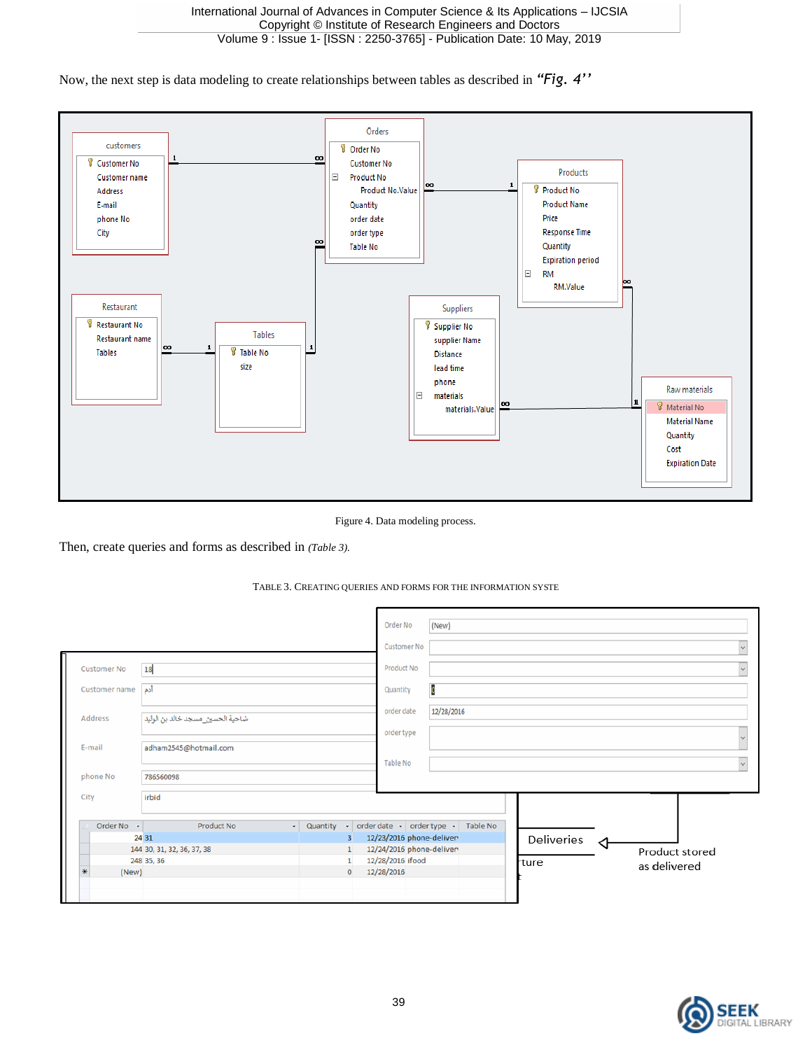Now, the next step is data modeling to create relationships between tables as described in *"Fig. 4"*

Figure 4. Data modeling process.

Then, create queries and forms as described in *(Table 3).*

TABLE 3. CREATING QUERIES AND FORMS FOR THE INFORMATION SYSTE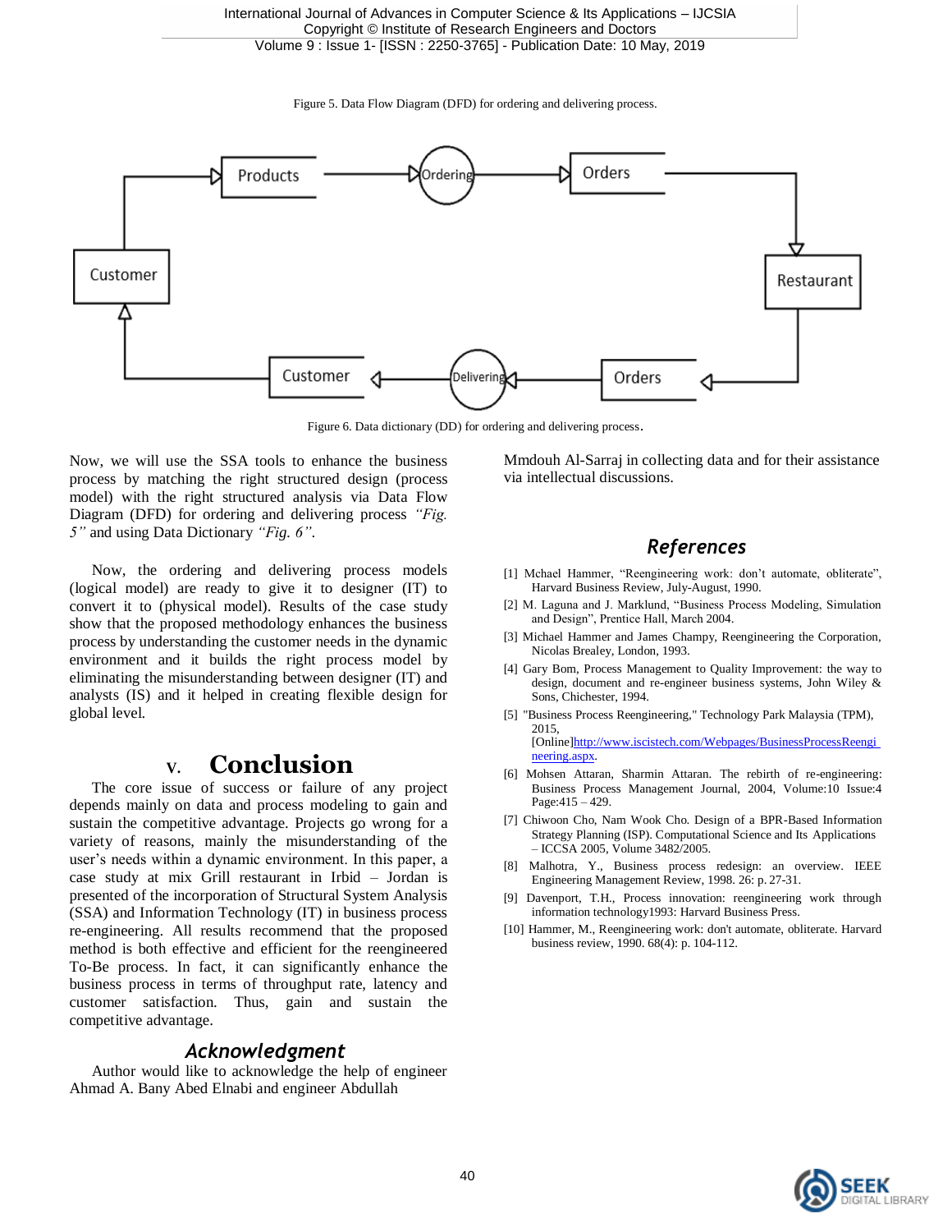Figure 5. Data Flow Diagram (DFD) for ordering and delivering process.

Figure 6. Data dictionary (DD) for ordering and delivering process.

Now, we will use the SSA tools to enhance the business process by matching the right structured design (process model) with the right structured analysis via Data Flow Diagram (DFD) for ordering and delivering process *"Fig. 5"* and using Data Dictionary *"Fig. 6"*.

Now, the ordering and delivering process models (logical model) are ready to give it to designer (IT) to convert it to (physical model). Results of the case study show that the proposed methodology enhances the business process by understanding the customer needs in the dynamic environment and it builds the right process model by eliminating the misunderstanding between designer (IT) and analysts (IS) and it helped in creating flexible design for global level.

## V. Conclusion

The core issue of success or failure of any project depends mainly on data and process modeling to gain and sustain the competitive advantage. Projects go wrong for a variety of reasons, mainly the misunderstanding of the user's needs within a dynamic environment. In this paper, a case study at mix Grill restaurant in Irbid – Jordan is presented of the incorporation of Structural System Analysis (SSA) and Information Technology (IT) in business process re-engineering. All results recommend that the proposed method is both effective and efficient for the reengineered To-Be process. In fact, it can significantly enhance the business process in terms of throughput rate, latency and customer satisfaction. Thus, gain and sustain the competitive advantage.

## Acknowledgment

Author would like to acknowledge the help of engineer Ahmad A. Bany Abed Elnabi and engineer Abdullah Mmdouh Al-Sarraj in collecting data and for their assistance via intellectual discussions.

## References

[1] Mchael Hammer, "Reengineering work: don't automate, obliterate", Harvard Business Review, July-August, 1990.

[2] M. Laguna and J. Marklund, "Business Process Modeling, Simulation and Design", Prentice Hall, March 2004.

[3] Michael Hammer and James Champy, Reengineering the Corporation, Nicolas Brealey, London, 1993.

[4] Gary Bom, Process Management to Quality Improvement: the way to design, document and re-engineer business systems, John Wiley & Sons, Chichester, 1994.

[5] "Business Process Reengineering," Technology Park Malaysia (TPM), 2015, [Online]http://www.iscistech.com/Webpages/BusinessProcessReengineering.aspx.

[6] Mohsen Attaran, Sharmin Attaran. The rebirth of re-engineering: Business Process Management Journal, 2004, Volume:10 Issue:4 Page:415 – 429.

[7] Chiwoon Cho, Nam Wook Cho. Design of a BPR-Based Information Strategy Planning (ISP). Computational Science and Its Applications – ICCSA 2005, Volume 3482/2005.

[8] Malhotra, Y., Business process redesign: an overview. IEEE Engineering Management Review, 1998. 26: p. 27-31.

[9] Davenport, T.H., Process innovation: reengineering work through information technology1993: Harvard Business Press.

[10] Hammer, M., Reengineering work: don't automate, obliterate. Harvard business review, 1990. 68(4): p. 104-112.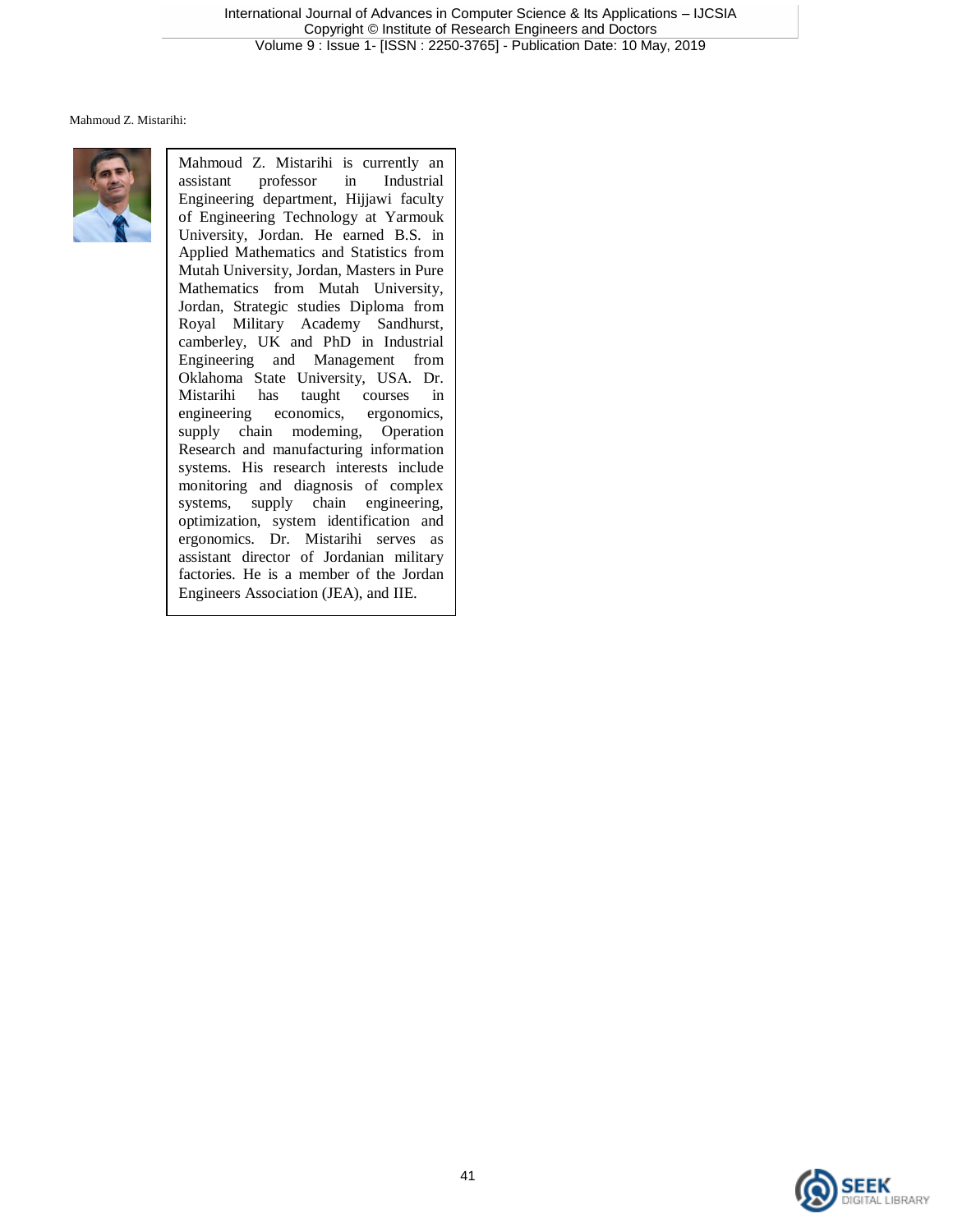Mahmoud Z. Mistarihi:

Mahmoud Z. Mistarihi is currently an assistant professor in Industrial Engineering department, Hijjawi faculty of Engineering Technology at Yarmouk University, Jordan. He earned B.S. in Applied Mathematics and Statistics from Mutah University, Jordan, Masters in Pure Mathematics from Mutah University, Jordan, Strategic studies Diploma from Royal Military Academy Sandhurst, camberley, UK and PhD in Industrial Engineering and Management from Oklahoma State University, USA. Dr. Mistarihi has taught courses in engineering economics, ergonomics, supply chain modeming, Operation Research and manufacturing information systems. His research interests include monitoring and diagnosis of complex systems, supply chain engineering, optimization, system identification and ergonomics. Dr. Mistarihi serves as assistant director of Jordanian military factories. He is a member of the Jordan Engineers Association (JEA), and IIE.